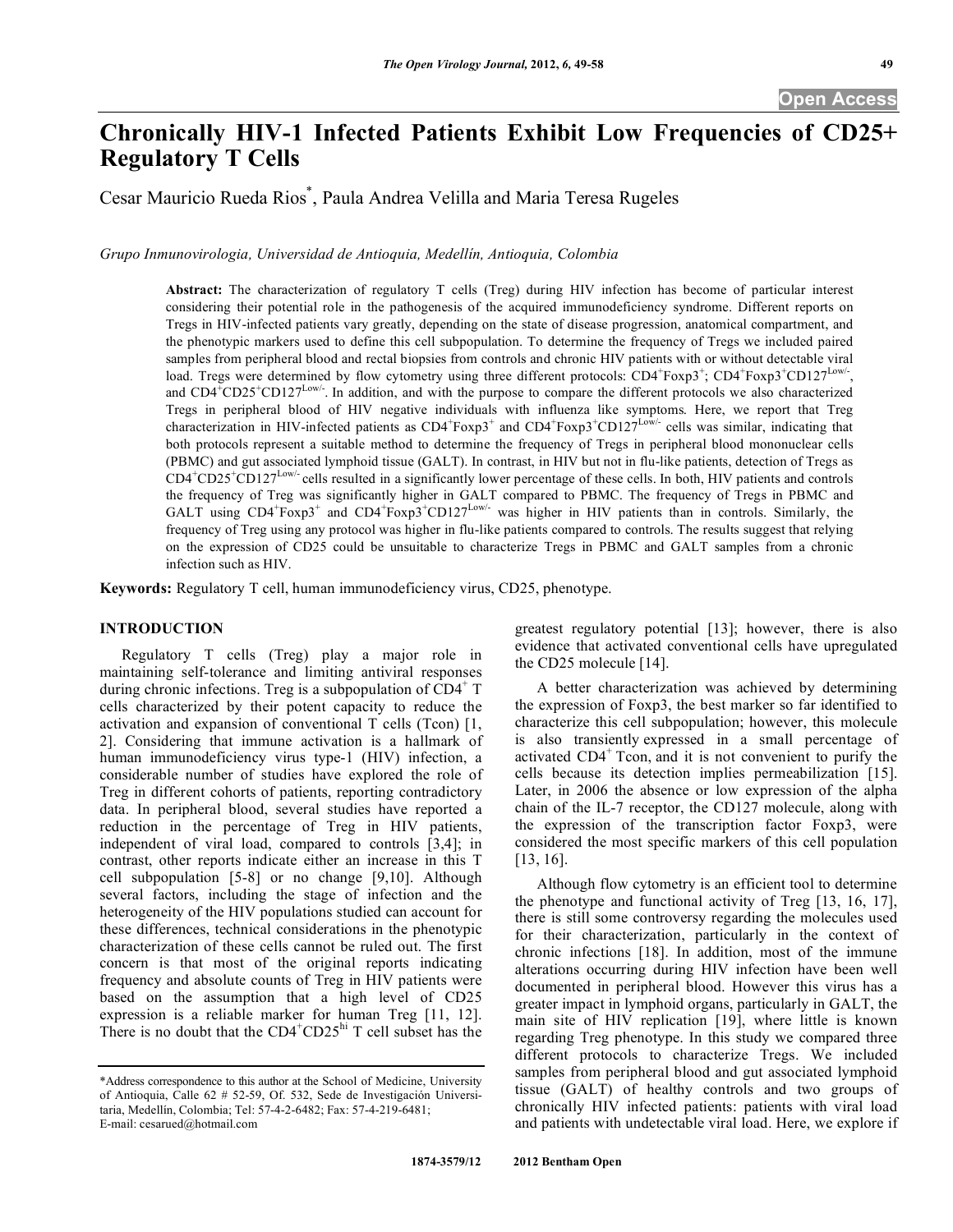# Chronically HIV-1 Infected Patients Exhibit Low Frequencies of CD25+ Regulatory T Cells

Cesar Mauricio Rueda Rios*, Paula Andrea Velilla and Maria Teresa Rugeles

*Grupo Inmunovirologia, Universidad de Antioquia, Medellín, Antioquia, Colombia*

**Abstract:** The characterization of regulatory T cells (Treg) during HIV infection has become of particular interest considering their potential role in the pathogenesis of the acquired immunodeficiency syndrome. Different reports on Tregs in HIV-infected patients vary greatly, depending on the state of disease progression, anatomical compartment, and the phenotypic markers used to define this cell subpopulation. To determine the frequency of Tregs we included paired samples from peripheral blood and rectal biopsies from controls and chronic HIV patients with or without detectable viral load. Tregs were determined by flow cytometry using three different protocols: $CD4^{+}Foxp3^{+}$; $CD4^{+}Foxp3^{+}CD127^{Low/-}$, and $CD4^{+}CD25^{+}CD127^{Low/-}$. In addition, and with the purpose to compare the different protocols we also characterized Tregs in peripheral blood of HIV negative individuals with influenza like symptoms. Here, we report that Treg characterization in HIV-infected patients as $CD4^{+}Foxp3^{+}$ and $CD4^{+}Foxp3^{+}CD127^{Low/-}$ cells was similar, indicating that both protocols represent a suitable method to determine the frequency of Tregs in peripheral blood mononuclear cells (PBMC) and gut associated lymphoid tissue (GALT). In contrast, in HIV but not in flu-like patients, detection of Tregs as $CD4^{+}CD25^{+}CD127^{Low/-}$ cells resulted in a significantly lower percentage of these cells. In both, HIV patients and controls the frequency of Treg was significantly higher in GALT compared to PBMC. The frequency of Tregs in PBMC and GALT using $CD4^{+}Foxp3^{+}$ and $CD4^{+}Foxp3^{+}CD127^{Low/-}$ was higher in HIV patients than in controls. Similarly, the frequency of Treg using any protocol was higher in flu-like patients compared to controls. The results suggest that relying on the expression of CD25 could be unsuitable to characterize Tregs in PBMC and GALT samples from a chronic infection such as HIV.

**Keywords:** Regulatory T cell, human immunodeficiency virus, CD25, phenotype.

## INTRODUCTION

Regulatory T cells (Treg) play a major role in maintaining self-tolerance and limiting antiviral responses during chronic infections. Treg is a subpopulation of $CD4^{+}$ T cells characterized by their potent capacity to reduce the activation and expansion of conventional T cells (Tcon) [1, 2]. Considering that immune activation is a hallmark of human immunodeficiency virus type-1 (HIV) infection, a considerable number of studies have explored the role of Treg in different cohorts of patients, reporting contradictory data. In peripheral blood, several studies have reported a reduction in the percentage of Treg in HIV patients, independent of viral load, compared to controls [3,4]; in contrast, other reports indicate either an increase in this T cell subpopulation [5-8] or no change [9,10]. Although several factors, including the stage of infection and the heterogeneity of the HIV populations studied can account for these differences, technical considerations in the phenotypic characterization of these cells cannot be ruled out. The first concern is that most of the original reports indicating frequency and absolute counts of Treg in HIV patients were based on the assumption that a high level of CD25 expression is a reliable marker for human Treg [11, 12]. There is no doubt that the $CD4^{+}CD25^{hi}$ T cell subset has the greatest regulatory potential [13]; however, there is also evidence that activated conventional cells have upregulated the CD25 molecule [14].

A better characterization was achieved by determining the expression of Foxp3, the best marker so far identified to characterize this cell subpopulation; however, this molecule is also transiently expressed in a small percentage of activated $CD4^{+}$ Tcon, and it is not convenient to purify the cells because its detection implies permeabilization [15]. Later, in 2006 the absence or low expression of the alpha chain of the IL-7 receptor, the CD127 molecule, along with the expression of the transcription factor Foxp3, were considered the most specific markers of this cell population [13, 16].

Although flow cytometry is an efficient tool to determine the phenotype and functional activity of Treg [13, 16, 17], there is still some controversy regarding the molecules used for their characterization, particularly in the context of chronic infections [18]. In addition, most of the immune alterations occurring during HIV infection have been well documented in peripheral blood. However this virus has a greater impact in lymphoid organs, particularly in GALT, the main site of HIV replication [19], where little is known regarding Treg phenotype. In this study we compared three different protocols to characterize Tregs. We included samples from peripheral blood and gut associated lymphoid tissue (GALT) of healthy controls and two groups of chronically HIV infected patients: patients with viral load and patients with undetectable viral load. Here, we explore if

*Address correspondence to this author at the School of Medicine, University of Antioquia, Calle 62 # 52-59, Of. 532, Sede de Investigación Universitaria, Medellín, Colombia; Tel: 57-4-2-6482; Fax: 57-4-219-6481; E-mail: cesarued@hotmail.com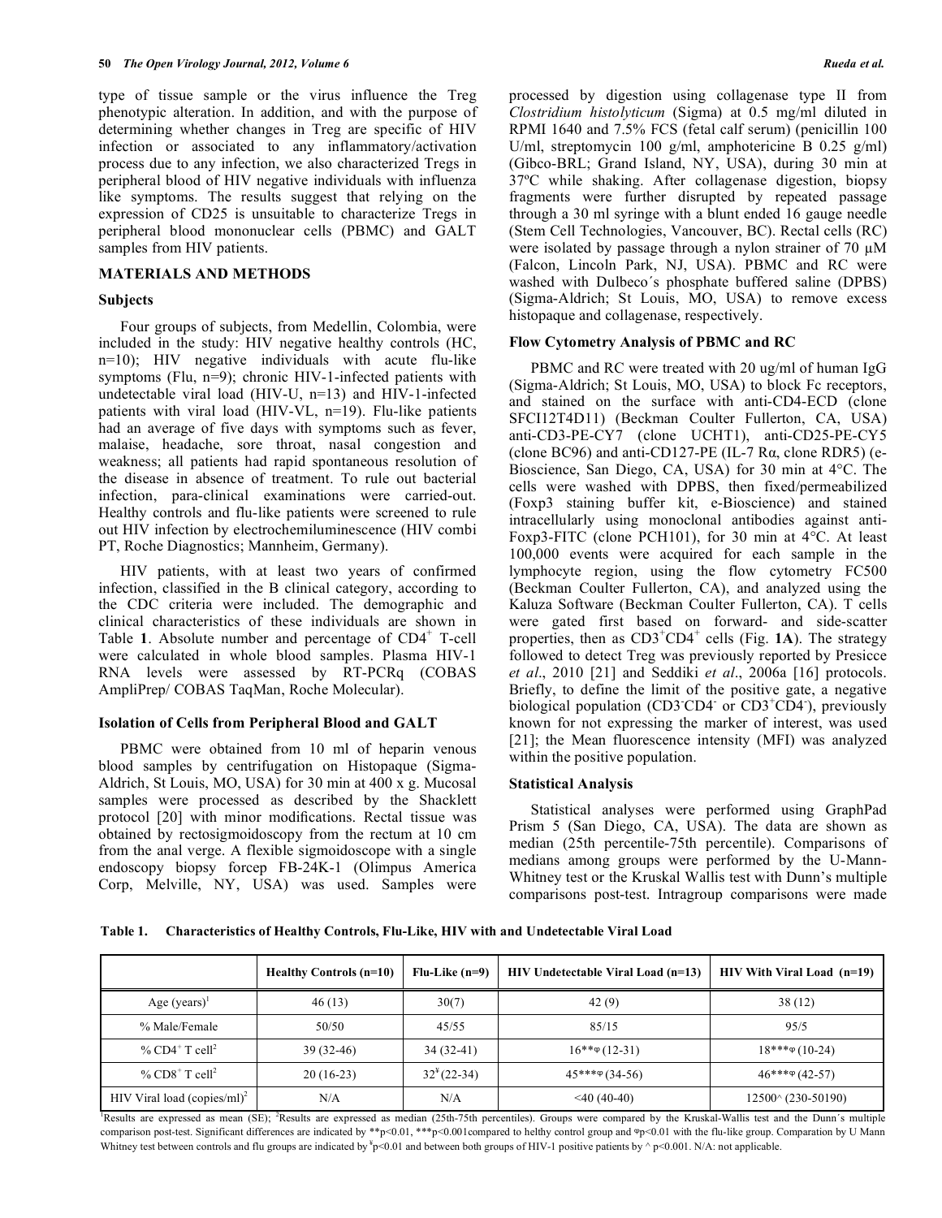type of tissue sample or the virus influence the Treg phenotypic alteration. In addition, and with the purpose of determining whether changes in Treg are specific of HIV infection or associated to any inflammatory/activation process due to any infection, we also characterized Tregs in peripheral blood of HIV negative individuals with influenza like symptoms. The results suggest that relying on the expression of CD25 is unsuitable to characterize Tregs in peripheral blood mononuclear cells (PBMC) and GALT samples from HIV patients.

## MATERIALS AND METHODS

### Subjects

Four groups of subjects, from Medellin, Colombia, were included in the study: HIV negative healthy controls (HC, n=10); HIV negative individuals with acute flu-like symptoms (Flu, n=9); chronic HIV-1-infected patients with undetectable viral load (HIV-U, n=13) and HIV-1-infected patients with viral load (HIV-VL, n=19). Flu-like patients had an average of five days with symptoms such as fever, malaise, headache, sore throat, nasal congestion and weakness; all patients had rapid spontaneous resolution of the disease in absence of treatment. To rule out bacterial infection, para-clinical examinations were carried-out. Healthy controls and flu-like patients were screened to rule out HIV infection by electrochemiluminescence (HIV combi PT, Roche Diagnostics; Mannheim, Germany).

HIV patients, with at least two years of confirmed infection, classified in the B clinical category, according to the CDC criteria were included. The demographic and clinical characteristics of these individuals are shown in Table **1**. Absolute number and percentage of $CD4^+$ T-cell were calculated in whole blood samples. Plasma HIV-1 RNA levels were assessed by RT-PCRq (COBAS AmpliPrep/ COBAS TaqMan, Roche Molecular).

### Isolation of Cells from Peripheral Blood and GALT

PBMC were obtained from 10 ml of heparin venous blood samples by centrifugation on Histopaque (Sigma-Aldrich, St Louis, MO, USA) for 30 min at 400 x g. Mucosal samples were processed as described by the Shacklett protocol [20] with minor modifications. Rectal tissue was obtained by rectosigmoidoscopy from the rectum at 10 cm from the anal verge. A flexible sigmoidoscope with a single endoscopy biopsy forcep FB-24K-1 (Olimpus America Corp, Melville, NY, USA) was used. Samples were processed by digestion using collagenase type II from *Clostridium histolyticum* (Sigma) at 0.5 mg/ml diluted in RPMI 1640 and 7.5% FCS (fetal calf serum) (penicillin 100 U/ml, streptomycin 100 g/ml, amphotericine B 0.25 g/ml) (Gibco-BRL; Grand Island, NY, USA), during 30 min at 37ºC while shaking. After collagenase digestion, biopsy fragments were further disrupted by repeated passage through a 30 ml syringe with a blunt ended 16 gauge needle (Stem Cell Technologies, Vancouver, BC). Rectal cells (RC) were isolated by passage through a nylon strainer of 70 µM (Falcon, Lincoln Park, NJ, USA). PBMC and RC were washed with Dulbeco´s phosphate buffered saline (DPBS) (Sigma-Aldrich; St Louis, MO, USA) to remove excess histopaque and collagenase, respectively.

### Flow Cytometry Analysis of PBMC and RC

PBMC and RC were treated with 20 ug/ml of human IgG (Sigma-Aldrich; St Louis, MO, USA) to block Fc receptors, and stained on the surface with anti-CD4-ECD (clone SFCI12T4D11) (Beckman Coulter Fullerton, CA, USA) anti-CD3-PE-CY7 (clone UCHT1), anti-CD25-PE-CY5 (clone BC96) and anti-CD127-PE (IL-7 Rα, clone RDR5) (e-Bioscience, San Diego, CA, USA) for 30 min at 4°C. The cells were washed with DPBS, then fixed/permeabilized (Foxp3 staining buffer kit, e-Bioscience) and stained intracellularly using monoclonal antibodies against anti-Foxp3-FITC (clone PCH101), for 30 min at 4°C. At least 100,000 events were acquired for each sample in the lymphocyte region, using the flow cytometry FC500 (Beckman Coulter Fullerton, CA), and analyzed using the Kaluza Software (Beckman Coulter Fullerton, CA). T cells were gated first based on forward- and side-scatter properties, then as $CD3^+CD4^+$ cells (Fig. **1A**). The strategy followed to detect Treg was previously reported by Presicce *et al*., 2010 [21] and Seddiki *et al*., 2006a [16] protocols. Briefly, to define the limit of the positive gate, a negative biological population ($CD3^-CD4^-$ or $CD3^+CD4^-$), previously known for not expressing the marker of interest, was used [21]; the Mean fluorescence intensity (MFI) was analyzed within the positive population.

### Statistical Analysis

Statistical analyses were performed using GraphPad Prism 5 (San Diego, CA, USA). The data are shown as median (25th percentile-75th percentile). Comparisons of medians among groups were performed by the U-Mann-Whitney test or the Kruskal Wallis test with Dunn's multiple comparisons post-test. Intragroup comparisons were made

**Table 1. Characteristics of Healthy Controls, Flu-Like, HIV with and Undetectable Viral Load**

| | Healthy Controls (n=10) | Flu-Like (n=9) | HIV Undetectable Viral Load (n=13) | HIV With Viral Load (n=19) |
|---|---|---|---|---|
| Age (years)[1] | 46 (13) | 30(7) | 42 (9) | 38 (12) |
| % Male/Female | 50/50 | 45/55 | 85/15 | 95/5 |
| % $CD4^+$ T cell[2] | 39 (32-46) | 34 (32-41) | 16**φ (12-31) | 18***φ (10-24) |
| % $CD8^+$ T cell[2] | 20 (16-23) | 32[¥] (22-34) | 45***φ (34-56) | 46***φ (42-57) |
| HIV Viral load (copies/ml)[2] | N/A | N/A | <40 (40-40) | 12500^ (230-50190) |

[1]Results are expressed as mean (SE); [2]Results are expressed as median (25th-75th percentiles). Groups were compared by the Kruskal-Wallis test and the Dunn´s multiple comparison post-test. Significant differences are indicated by **p<0.01, ***p<0.001compared to helthy control group and φp<0.01 with the flu-like group. Comparation by U Mann Whitney test between controls and flu groups are indicated by [¥]p<0.01 and between both groups of HIV-1 positive patients by ^ p<0.001. N/A: not applicable.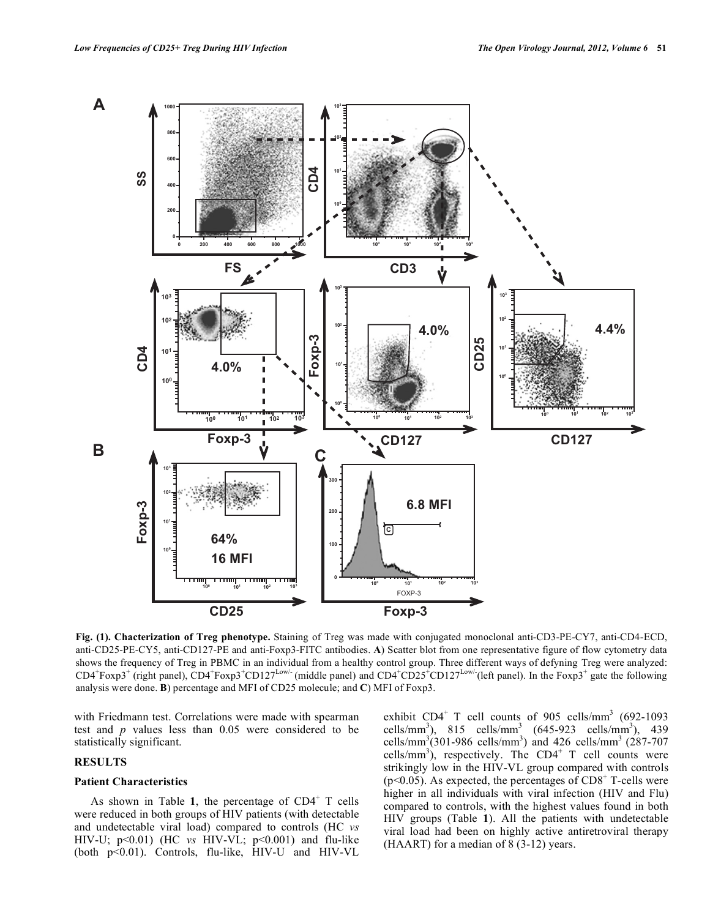**Fig. (1). Chacterization of Treg phenotype.** Staining of Treg was made with conjugated monoclonal anti-CD3-PE-CY7, anti-CD4-ECD, anti-CD25-PE-CY5, anti-CD127-PE and anti-Foxp3-FITC antibodies. **A**) Scatter blot from one representative figure of flow cytometry data shows the frequency of Treg in PBMC in an individual from a healthy control group. Three different ways of defyning Treg were analyzed: $CD4^+Foxp3^+$ (right panel), $CD4^+Foxp3^+CD127^{Low/-}$ (middle panel) and $CD4^+CD25^+CD127^{Low/-}$(left panel). In the $Foxp3^+$ gate the following analysis were done. **B**) percentage and MFI of CD25 molecule; and **C**) MFI of Foxp3.

with Friedmann test. Correlations were made with spearman test and *p* values less than 0.05 were considered to be statistically significant.

## RESULTS

### Patient Characteristics

As shown in Table **1**, the percentage of $CD4^+$ T cells were reduced in both groups of HIV patients (with detectable and undetectable viral load) compared to controls (HC *vs* HIV-U; $p<0.01$) (HC *vs* HIV-VL; $p<0.001$) and flu-like (both $p<0.01$). Controls, flu-like, HIV-U and HIV-VL exhibit $CD4^+$ T cell counts of 905 cells/mm$^3$ (692-1093 cells/mm$^3$), 815 cells/mm$^3$ (645-923 cells/mm$^3$), 439 cells/mm$^3$(301-986 cells/mm$^3$) and 426 cells/mm$^3$ (287-707 cells/mm$^3$), respectively. The $CD4^+$ T cell counts were strikingly low in the HIV-VL group compared with controls ($p<0.05$). As expected, the percentages of $CD8^+$ T-cells were higher in all individuals with viral infection (HIV and Flu) compared to controls, with the highest values found in both HIV groups (Table **1**). All the patients with undetectable viral load had been on highly active antiretroviral therapy (HAART) for a median of 8 (3-12) years.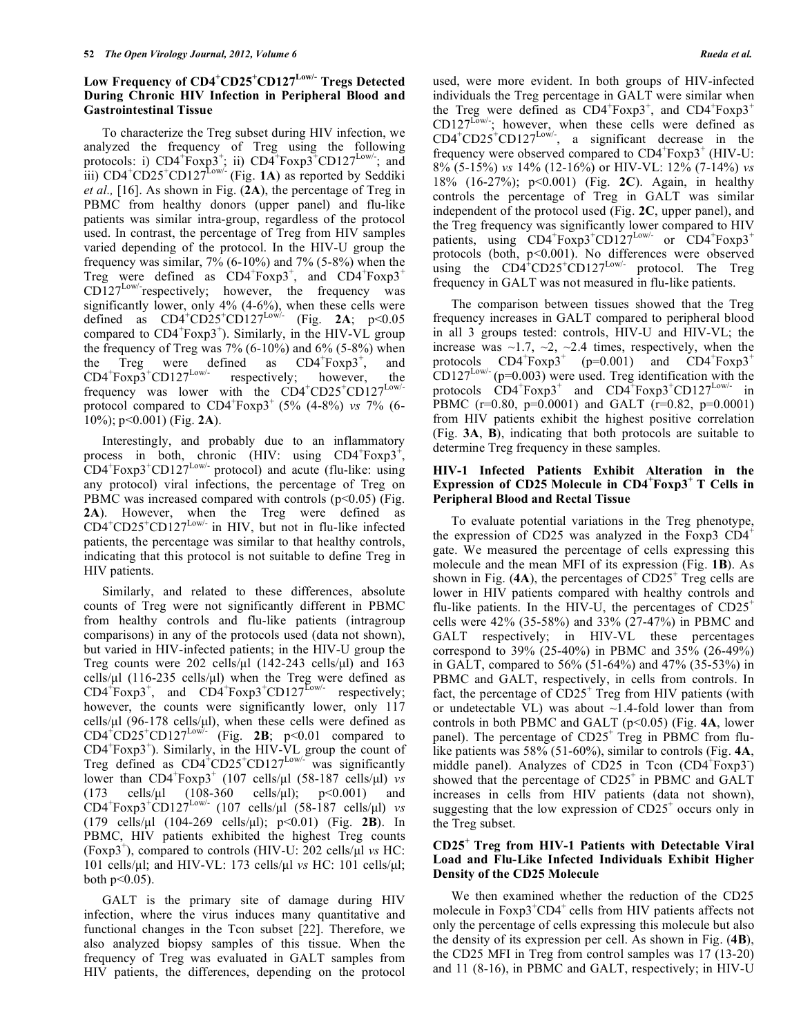### Low Frequency of $CD4^+CD25^+CD127^{Low/-}$ Tregs Detected During Chronic HIV Infection in Peripheral Blood and Gastrointestinal Tissue

To characterize the Treg subset during HIV infection, we analyzed the frequency of Treg using the following protocols: i) $CD4^+Foxp3^+$; ii) $CD4^+Foxp3^+CD127^{Low/-}$; and iii) $CD4^+CD25^+CD127^{Low/-}$ (Fig. **1A**) as reported by Seddiki *et al.,* [16]. As shown in Fig. (**2A**), the percentage of Treg in PBMC from healthy donors (upper panel) and flu-like patients was similar intra-group, regardless of the protocol used. In contrast, the percentage of Treg from HIV samples varied depending of the protocol. In the HIV-U group the frequency was similar, 7% (6-10%) and 7% (5-8%) when the Treg were defined as $CD4^+Foxp3^+$, and $CD4^+Foxp3^+CD127^{Low/-}$ respectively; however, the frequency was significantly lower, only 4% (4-6%), when these cells were defined as $CD4^+CD25^+CD127^{Low/-}$ (Fig. **2A**; $p<0.05$ compared to $CD4^+Foxp3^+$). Similarly, in the HIV-VL group the frequency of Treg was 7% (6-10%) and 6% (5-8%) when the Treg were defined as $CD4^+Foxp3^+$, and $CD4^+Foxp3^+CD127^{Low/-}$ respectively; however, the frequency was lower with the $CD4^+CD25^+CD127^{Low/-}$ protocol compared to $CD4^+Foxp3^+$ (5% (4-8%) *vs* 7% (6-10%); $p<0.001$) (Fig. **2A**).

Interestingly, and probably due to an inflammatory process in both, chronic (HIV: using $CD4^+Foxp3^+$, $CD4^+Foxp3^+CD127^{Low/-}$ protocol) and acute (flu-like: using any protocol) viral infections, the percentage of Treg on PBMC was increased compared with controls ($p<0.05$) (Fig. **2A**). However, when the Treg were defined as $CD4^+CD25^+CD127^{Low/-}$ in HIV, but not in flu-like infected patients, the percentage was similar to that healthy controls, indicating that this protocol is not suitable to define Treg in HIV patients.

Similarly, and related to these differences, absolute counts of Treg were not significantly different in PBMC from healthy controls and flu-like patients (intragroup comparisons) in any of the protocols used (data not shown), but varied in HIV-infected patients; in the HIV-U group the Treg counts were 202 cells/µl (142-243 cells/µl) and 163 cells/µl (116-235 cells/µl) when the Treg were defined as $CD4^+Foxp3^+$, and $CD4^+Foxp3^+CD127^{Low/-}$ respectively; however, the counts were significantly lower, only 117 cells/µl (96-178 cells/µl), when these cells were defined as $CD4^+CD25^+CD127^{Low/-}$ (Fig. **2B**; $p<0.01$ compared to $CD4^+Foxp3^+$). Similarly, in the HIV-VL group the count of Treg defined as $CD4^+CD25^+CD127^{Low/-}$ was significantly lower than $CD4^+Foxp3^+$ (107 cells/µl (58-187 cells/µl) *vs* (173 cells/µl (108-360 cells/µl); $p<0.001$) and $CD4^+Foxp3^+CD127^{Low/-}$ (107 cells/µl (58-187 cells/µl) *vs* (179 cells/µl (104-269 cells/µl); $p<0.01$) (Fig. **2B**). In PBMC, HIV patients exhibited the highest Treg counts ($Foxp3^+$), compared to controls (HIV-U: 202 cells/µl *vs* HC: 101 cells/µl; and HIV-VL: 173 cells/µl *vs* HC: 101 cells/µl; both $p<0.05$).

GALT is the primary site of damage during HIV infection, where the virus induces many quantitative and functional changes in the Tcon subset [22]. Therefore, we also analyzed biopsy samples of this tissue. When the frequency of Treg was evaluated in GALT samples from HIV patients, the differences, depending on the protocol used, were more evident. In both groups of HIV-infected individuals the Treg percentage in GALT were similar when the Treg were defined as $CD4^+Foxp3^+$, and $CD4^+Foxp3^+CD127^{Low/-}$; however, when these cells were defined as $CD4^+CD25^+CD127^{Low/-}$, a significant decrease in the frequency were observed compared to $CD4^+Foxp3^+$ (HIV-U: 8% (5-15%) *vs* 14% (12-16%) or HIV-VL: 12% (7-14%) *vs* 18% (16-27%); $p<0.001$) (Fig. **2C**). Again, in healthy controls the percentage of Treg in GALT was similar independent of the protocol used (Fig. **2C**, upper panel), and the Treg frequency was significantly lower compared to HIV patients, using $CD4^+Foxp3^+CD127^{Low/-}$ or $CD4^+Foxp3^+$ protocols (both, $p<0.001$). No differences were observed using the $CD4^+CD25^+CD127^{Low/-}$ protocol. The Treg frequency in GALT was not measured in flu-like patients.

The comparison between tissues showed that the Treg frequency increases in GALT compared to peripheral blood in all 3 groups tested: controls, HIV-U and HIV-VL; the increase was ~1.7, ~2, ~2.4 times, respectively, when the protocols $CD4^+Foxp3^+$ ($p=0.001$) and $CD4^+Foxp3^+CD127^{Low/-}$ ($p=0.003$) were used. Treg identification with the protocols $CD4^+Foxp3^+$ and $CD4^+Foxp3^+CD127^{Low/-}$ in PBMC ($r=0.80$, $p=0.0001$) and GALT ($r=0.82$, $p=0.0001$) from HIV patients exhibit the highest positive correlation (Fig. **3A**, **B**), indicating that both protocols are suitable to determine Treg frequency in these samples.

### HIV-1 Infected Patients Exhibit Alteration in the Expression of CD25 Molecule in $CD4^+Foxp3^+$ T Cells in Peripheral Blood and Rectal Tissue

To evaluate potential variations in the Treg phenotype, the expression of CD25 was analyzed in the Foxp3 $CD4^+$ gate. We measured the percentage of cells expressing this molecule and the mean MFI of its expression (Fig. **1B**). As shown in Fig. (**4A**), the percentages of $CD25^+$ Treg cells are lower in HIV patients compared with healthy controls and flu-like patients. In the HIV-U, the percentages of $CD25^+$ cells were 42% (35-58%) and 33% (27-47%) in PBMC and GALT respectively; in HIV-VL these percentages correspond to 39% (25-40%) in PBMC and 35% (26-49%) in GALT, compared to 56% (51-64%) and 47% (35-53%) in PBMC and GALT, respectively, in cells from controls. In fact, the percentage of $CD25^+$ Treg from HIV patients (with or undetectable VL) was about ~1.4-fold lower than from controls in both PBMC and GALT ($p<0.05$) (Fig. **4A**, lower panel). The percentage of $CD25^+$ Treg in PBMC from flu-like patients was 58% (51-60%), similar to controls (Fig. **4A**, middle panel). Analyzes of CD25 in Tcon ($CD4^+Foxp3^-$) showed that the percentage of $CD25^+$ in PBMC and GALT increases in cells from HIV patients (data not shown), suggesting that the low expression of $CD25^+$ occurs only in the Treg subset.

### $CD25^+$ Treg from HIV-1 Patients with Detectable Viral Load and Flu-Like Infected Individuals Exhibit Higher Density of the CD25 Molecule

We then examined whether the reduction of the CD25 molecule in $Foxp3^+CD4^+$ cells from HIV patients affects not only the percentage of cells expressing this molecule but also the density of its expression per cell. As shown in Fig. (**4B**), the CD25 MFI in Treg from control samples was 17 (13-20) and 11 (8-16), in PBMC and GALT, respectively; in HIV-U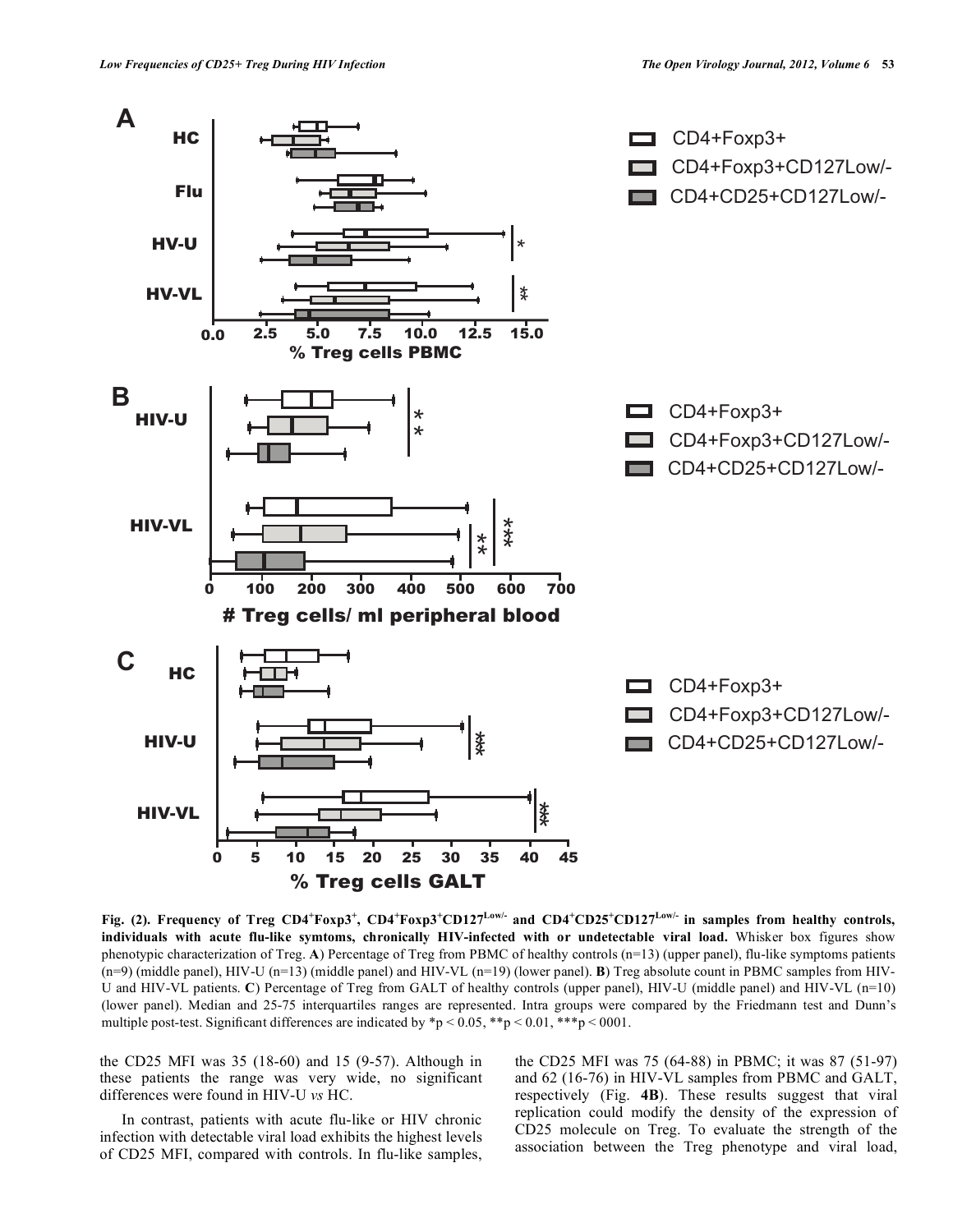**Fig. (2). Frequency of Treg CD4$^+$Foxp3$^+$, CD4$^+$Foxp3$^+$CD127$^{Low/-}$ and CD4$^+$CD25$^+$CD127$^{Low/-}$ in samples from healthy controls, individuals with acute flu-like symtoms, chronically HIV-infected with or undetectable viral load.** Whisker box figures show phenotypic characterization of Treg. **A**) Percentage of Treg from PBMC of healthy controls (n=13) (upper panel), flu-like symptoms patients (n=9) (middle panel), HIV-U (n=13) (middle panel) and HIV-VL (n=19) (lower panel). **B**) Treg absolute count in PBMC samples from HIV-U and HIV-VL patients. **C**) Percentage of Treg from GALT of healthy controls (upper panel), HIV-U (middle panel) and HIV-VL (n=10) (lower panel). Median and 25-75 interquartiles ranges are represented. Intra groups were compared by the Friedmann test and Dunn's multiple post-test. Significant differences are indicated by *p < 0.05, **p < 0.01, ***p < 0001.

the CD25 MFI was 35 (18-60) and 15 (9-57). Although in these patients the range was very wide, no significant differences were found in HIV-U *vs* HC.

In contrast, patients with acute flu-like or HIV chronic infection with detectable viral load exhibits the highest levels of CD25 MFI, compared with controls. In flu-like samples, the CD25 MFI was 75 (64-88) in PBMC; it was 87 (51-97) and 62 (16-76) in HIV-VL samples from PBMC and GALT, respectively (Fig. **4B**). These results suggest that viral replication could modify the density of the expression of CD25 molecule on Treg. To evaluate the strength of the association between the Treg phenotype and viral load,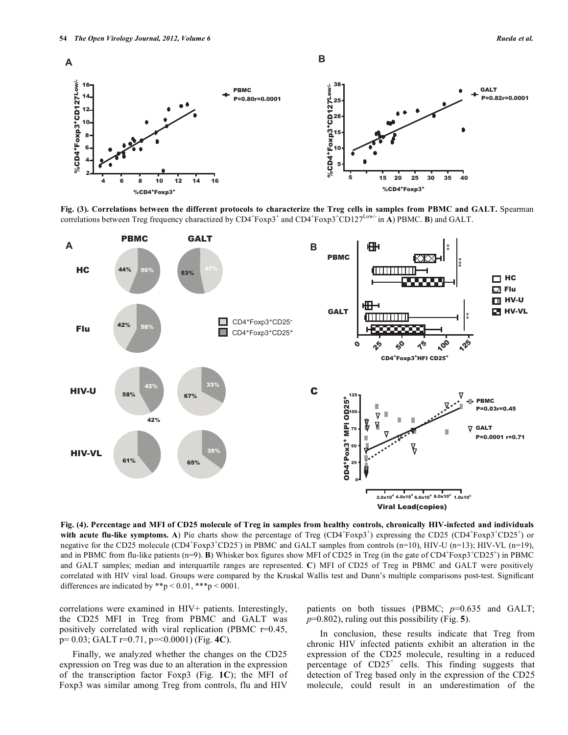**Fig. (3). Correlations between the different protocols to characterize the Treg cells in samples from PBMC and GALT.** Spearman correlations between Treg frequency charactized by $CD4^+Foxp3^+$ and $CD4^+Foxp3^+CD127^{Low/-}$ in **A**) PBMC. **B**) and GALT.

**Fig. (4). Percentage and MFI of CD25 molecule of Treg in samples from healthy controls, chronically HIV-infected and individuals with acute flu-like symptoms. A**) Pie charts show the percentage of Treg ($CD4^+Foxp3^+$) expressing the CD25 ($CD4^+Foxp3^+CD25^+$) or negative for the CD25 molecule ($CD4^+Foxp3^+CD25^-$) in PBMC and GALT samples from controls (n=10), HIV-U (n=13); HIV-VL (n=19), and in PBMC from flu-like patients (n=9). **B**) Whisker box figures show MFI of CD25 in Treg (in the gate of $CD4^+Foxp3^+CD25^+$) in PBMC and GALT samples; median and interquartile ranges are represented. **C**) MFI of CD25 of Treg in PBMC and GALT were positively correlated with HIV viral load. Groups were compared by the Kruskal Wallis test and Dunn's multiple comparisons post-test. Significant differences are indicated by $^{**}p < 0.01$, $^{***}p < 0001$.

correlations were examined in HIV+ patients. Interestingly, the CD25 MFI in Treg from PBMC and GALT was positively correlated with viral replication (PBMC r=0.45, p= 0.03; GALT r=0.71, p=<0.0001) (Fig. **4C**).

Finally, we analyzed whether the changes on the CD25 expression on Treg was due to an alteration in the expression of the transcription factor Foxp3 (Fig. **1C**); the MFI of Foxp3 was similar among Treg from controls, flu and HIV patients on both tissues (PBMC; *p*=0.635 and GALT; *p*=0.802), ruling out this possibility (Fig. **5**).

In conclusion, these results indicate that Treg from chronic HIV infected patients exhibit an alteration in the expression of the CD25 molecule, resulting in a reduced percentage of $CD25^+$ cells. This finding suggests that detection of Treg based only in the expression of the CD25 molecule, could result in an underestimation of the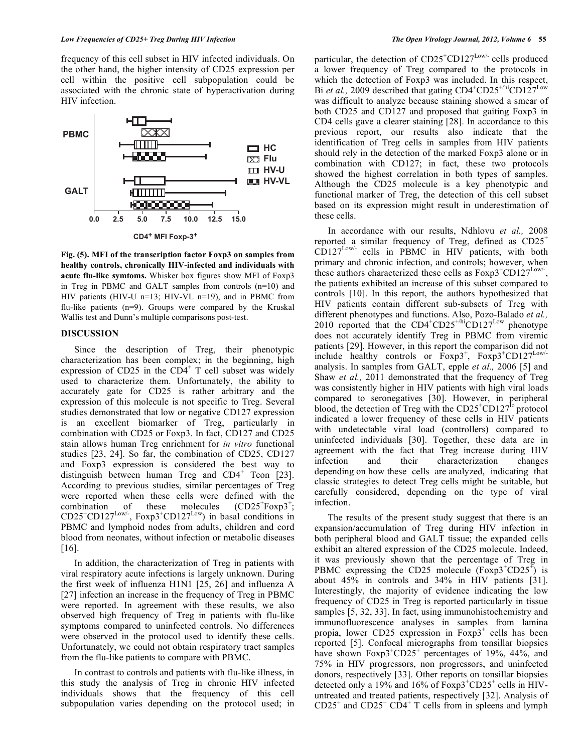frequency of this cell subset in HIV infected individuals. On the other hand, the higher intensity of CD25 expression per cell within the positive cell subpopulation could be associated with the chronic state of hyperactivation during HIV infection.

**Fig. (5). MFI of the transcription factor Foxp3 on samples from healthy controls, chronically HIV-infected and individuals with acute flu-like symtoms.** Whisker box figures show MFI of Foxp3 in Treg in PBMC and GALT samples from controls (n=10) and HIV patients (HIV-U n=13; HIV-VL n=19), and in PBMC from flu-like patients (n=9). Groups were compared by the Kruskal Wallis test and Dunn's multiple comparisons post-test.

## DISCUSSION

Since the description of Treg, their phenotypic characterization has been complex; in the beginning, high expression of CD25 in the $CD4^+$ T cell subset was widely used to characterize them. Unfortunately, the ability to accurately gate for CD25 is rather arbitrary and the expression of this molecule is not specific to Treg. Several studies demonstrated that low or negative CD127 expression is an excellent biomarker of Treg, particularly in combination with CD25 or Foxp3. In fact, CD127 and CD25 stain allows human Treg enrichment for *in vitro* functional studies [23, 24]. So far, the combination of CD25, CD127 and Foxp3 expression is considered the best way to distinguish between human Treg and $CD4^+$ Tcon [23]. According to previous studies, similar percentages of Treg were reported when these cells were defined with the combination of these molecules ($CD25^+Foxp3^+$; $CD25^+CD127^{Low/-}$, $Foxp3^+CD127^{Low}$) in basal conditions in PBMC and lymphoid nodes from adults, children and cord blood from neonates, without infection or metabolic diseases [16].

In addition, the characterization of Treg in patients with viral respiratory acute infections is largely unknown. During the first week of influenza H1N1 [25, 26] and influenza A [27] infection an increase in the frequency of Treg in PBMC were reported. In agreement with these results, we also observed high frequency of Treg in patients with flu-like symptoms compared to uninfected controls. No differences were observed in the protocol used to identify these cells. Unfortunately, we could not obtain respiratory tract samples from the flu-like patients to compare with PBMC.

In contrast to controls and patients with flu-like illness, in this study the analysis of Treg in chronic HIV infected individuals shows that the frequency of this cell subpopulation varies depending on the protocol used; in particular, the detection of $CD25^+CD127^{Low/-}$ cells produced a lower frequency of Treg compared to the protocols in which the detection of Foxp3 was included. In this respect, Bi *et al.,* 2009 described that gating $CD4^+CD25^{+/hi}CD127^{Low}$ was difficult to analyze because staining showed a smear of both CD25 and CD127 and proposed that gaiting Foxp3 in CD4 cells gave a clearer staining [28]. In accordance to this previous report, our results also indicate that the identification of Treg cells in samples from HIV patients should rely in the detection of the marked Foxp3 alone or in combination with CD127; in fact, these two protocols showed the highest correlation in both types of samples. Although the CD25 molecule is a key phenotypic and functional marker of Treg, the detection of this cell subset based on its expression might result in underestimation of these cells.

In accordance with our results, Ndhlovu *et al.,* 2008 reported a similar frequency of Treg, defined as $CD25^+$ $CD127^{Low/-}$ cells in PBMC in HIV patients, with both primary and chronic infection, and controls; however, when these authors characterized these cells as $Foxp3^+CD127^{Low/-}$, the patients exhibited an increase of this subset compared to controls [10]. In this report, the authors hypothesized that HIV patients contain different sub-subsets of Treg with different phenotypes and functions. Also, Pozo-Balado *et al.,* 2010 reported that the $CD4^+CD25^{+/hi}CD127^{Low}$ phenotype does not accurately identify Treg in PBMC from viremic patients [29]. However, in this report the comparison did not include healthy controls or $Foxp3^+$, $Foxp3^+CD127^{Low/-}$ analysis. In samples from GALT, epple *et al.,* 2006 [5] and Shaw *et al.,* 2011 demonstrated that the frequency of Treg was consistently higher in HIV patients with high viral loads compared to seronegatives [30]. However, in peripheral blood, the detection of Treg with the $CD25^+CD127^{lo}$ protocol indicated a lower frequency of these cells in HIV patients with undetectable viral load (controllers) compared to uninfected individuals [30]. Together, these data are in agreement with the fact that Treg increase during HIV infection and their characterization changes depending on how these cells are analyzed, indicating that classic strategies to detect Treg cells might be suitable, but carefully considered, depending on the type of viral infection.

The results of the present study suggest that there is an expansion/accumulation of Treg during HIV infection in both peripheral blood and GALT tissue; the expanded cells exhibit an altered expression of the CD25 molecule. Indeed, it was previously shown that the percentage of Treg in PBMC expressing the CD25 molecule ($Foxp3^+CD25^+$) is about 45% in controls and 34% in HIV patients [31]. Interestingly, the majority of evidence indicating the low frequency of CD25 in Treg is reported particularly in tissue samples [5, 32, 33]. In fact, using immunohistochemistry and immunofluorescence analyses in samples from lamina propia, lower CD25 expression in $Foxp3^+$ cells has been reported [5]. Confocal micrographs from tonsillar biopsies have shown $Foxp3^+CD25^+$ percentages of 19%, 44%, and 75% in HIV progressors, non progressors, and uninfected donors, respectively [33]. Other reports on tonsillar biopsies detected only a 19% and 16% of $Foxp3^+CD25^+$ cells in HIV-untreated and treated patients, respectively [32]. Analysis of $CD25^+$ and $CD25^-$ $CD4^+$ T cells from in spleens and lymph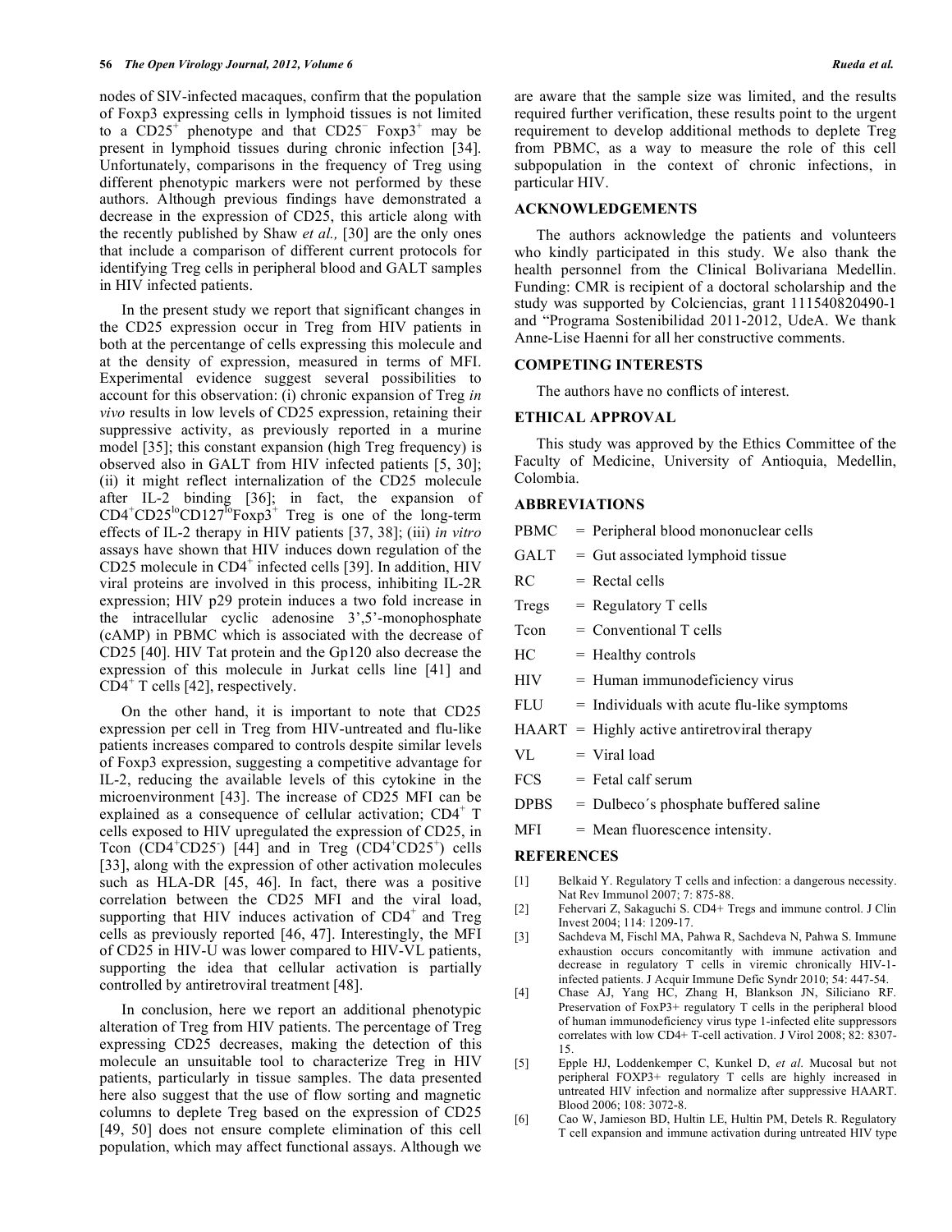nodes of SIV-infected macaques, confirm that the population of Foxp3 expressing cells in lymphoid tissues is not limited to a $CD25^+$ phenotype and that $CD25^-$ $Foxp3^+$ may be present in lymphoid tissues during chronic infection [34]. Unfortunately, comparisons in the frequency of Treg using different phenotypic markers were not performed by these authors. Although previous findings have demonstrated a decrease in the expression of CD25, this article along with the recently published by Shaw *et al.,* [30] are the only ones that include a comparison of different current protocols for identifying Treg cells in peripheral blood and GALT samples in HIV infected patients.

In the present study we report that significant changes in the CD25 expression occur in Treg from HIV patients in both at the percentage of cells expressing this molecule and at the density of expression, measured in terms of MFI. Experimental evidence suggest several possibilities to account for this observation: (i) chronic expansion of Treg *in vivo* results in low levels of CD25 expression, retaining their suppressive activity, as previously reported in a murine model [35]; this constant expansion (high Treg frequency) is observed also in GALT from HIV infected patients [5, 30]; (ii) it might reflect internalization of the CD25 molecule after IL-2 binding [36]; in fact, the expansion of $CD4^+CD25^{lo}CD127^{lo}Foxp3^+$ Treg is one of the long-term effects of IL-2 therapy in HIV patients [37, 38]; (iii) *in vitro* assays have shown that HIV induces down regulation of the CD25 molecule in $CD4^+$ infected cells [39]. In addition, HIV viral proteins are involved in this process, inhibiting IL-2R expression; HIV p29 protein induces a two fold increase in the intracellular cyclic adenosine 3',5'-monophosphate (cAMP) in PBMC which is associated with the decrease of CD25 [40]. HIV Tat protein and the Gp120 also decrease the expression of this molecule in Jurkat cells line [41] and $CD4^+$ T cells [42], respectively.

On the other hand, it is important to note that CD25 expression per cell in Treg from HIV-untreated and flu-like patients increases compared to controls despite similar levels of Foxp3 expression, suggesting a competitive advantage for IL-2, reducing the available levels of this cytokine in the microenvironment [43]. The increase of CD25 MFI can be explained as a consequence of cellular activation; $CD4^+$ T cells exposed to HIV upregulated the expression of CD25, in Tcon ($CD4^+CD25^-$) [44] and in Treg ($CD4^+CD25^+$) cells [33], along with the expression of other activation molecules such as HLA-DR [45, 46]. In fact, there was a positive correlation between the CD25 MFI and the viral load, supporting that HIV induces activation of $CD4^+$ and Treg cells as previously reported [46, 47]. Interestingly, the MFI of CD25 in HIV-U was lower compared to HIV-VL patients, supporting the idea that cellular activation is partially controlled by antiretroviral treatment [48].

In conclusion, here we report an additional phenotypic alteration of Treg from HIV patients. The percentage of Treg expressing CD25 decreases, making the detection of this molecule an unsuitable tool to characterize Treg in HIV patients, particularly in tissue samples. The data presented here also suggest that the use of flow sorting and magnetic columns to deplete Treg based on the expression of CD25 [49, 50] does not ensure complete elimination of this cell population, which may affect functional assays. Although we are aware that the sample size was limited, and the results required further verification, these results point to the urgent requirement to develop additional methods to deplete Treg from PBMC, as a way to measure the role of this cell subpopulation in the context of chronic infections, in particular HIV.

## ACKNOWLEDGEMENTS

The authors acknowledge the patients and volunteers who kindly participated in this study. We also thank the health personnel from the Clinical Bolivariana Medellin. Funding: CMR is recipient of a doctoral scholarship and the study was supported by Colciencias, grant 111540820490-1 and "Programa Sostenibilidad 2011-2012, UdeA. We thank Anne-Lise Haenni for all her constructive comments.

## COMPETING INTERESTS

The authors have no conflicts of interest.

## ETHICAL APPROVAL

This study was approved by the Ethics Committee of the Faculty of Medicine, University of Antioquia, Medellin, Colombia.

## ABBREVIATIONS

PBMC = Peripheral blood mononuclear cells
GALT = Gut associated lymphoid tissue
RC = Rectal cells
Tregs = Regulatory T cells
Tcon = Conventional T cells
HC = Healthy controls
HIV = Human immunodeficiency virus
FLU = Individuals with acute flu-like symptoms
HAART = Highly active antiretroviral therapy
VL = Viral load
FCS = Fetal calf serum
DPBS = Dulbecco´s phosphate buffered saline
MFI = Mean fluorescence intensity.

## REFERENCES

[1] Belkaid Y. Regulatory T cells and infection: a dangerous necessity. Nat Rev Immunol 2007; 7: 875-88.

[2] Fehervari Z, Sakaguchi S. CD4+ Tregs and immune control. J Clin Invest 2004; 114: 1209-17.

[3] Sachdeva M, Fischl MA, Pahwa R, Sachdeva N, Pahwa S. Immune exhaustion occurs concomitantly with immune activation and decrease in regulatory T cells in viremic chronically HIV-1-infected patients. J Acquir Immune Defic Syndr 2010; 54: 447-54.

[4] Chase AJ, Yang HC, Zhang H, Blankson JN, Siliciano RF. Preservation of FoxP3+ regulatory T cells in the peripheral blood of human immunodeficiency virus type 1-infected elite suppressors correlates with low CD4+ T-cell activation. J Virol 2008; 82: 8307-15.

[5] Epple HJ, Loddenkemper C, Kunkel D, *et al*. Mucosal but not peripheral FOXP3+ regulatory T cells are highly increased in untreated HIV infection and normalize after suppressive HAART. Blood 2006; 108: 3072-8.

[6] Cao W, Jamieson BD, Hultin LE, Hultin PM, Detels R. Regulatory T cell expansion and immune activation during untreated HIV type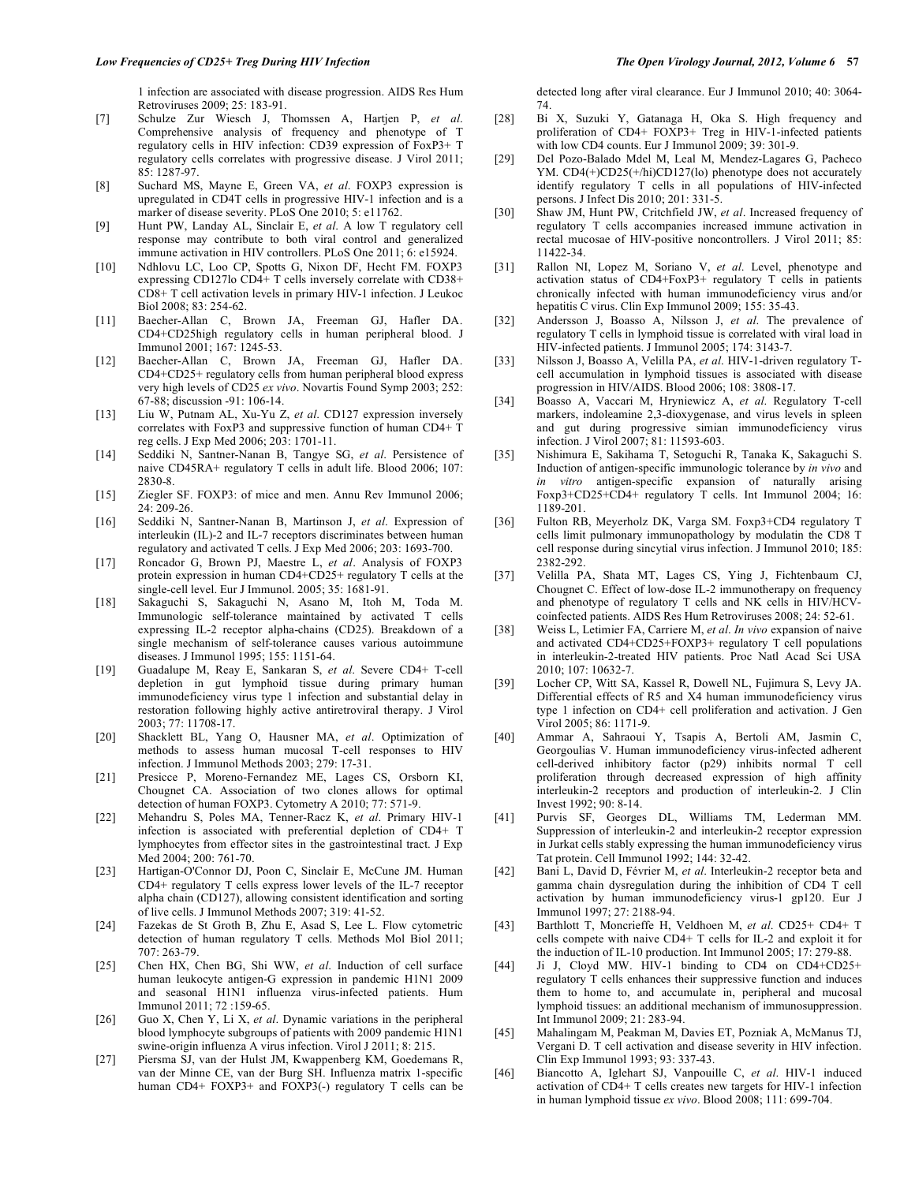1 infection are associated with disease progression. AIDS Res Hum Retroviruses 2009; 25: 183-91.

[7] Schulze Zur Wiesch J, Thomssen A, Hartjen P, *et al*. Comprehensive analysis of frequency and phenotype of T regulatory cells in HIV infection: CD39 expression of FoxP3+ T regulatory cells correlates with progressive disease. J Virol 2011; 85: 1287-97.

[8] Suchard MS, Mayne E, Green VA, *et al*. FOXP3 expression is upregulated in CD4T cells in progressive HIV-1 infection and is a marker of disease severity. PLoS One 2010; 5: e11762.

[9] Hunt PW, Landay AL, Sinclair E, *et al*. A low T regulatory cell response may contribute to both viral control and generalized immune activation in HIV controllers. PLoS One 2011; 6: e15924.

[10] Ndhlovu LC, Loo CP, Spotts G, Nixon DF, Hecht FM. FOXP3 expressing CD127lo CD4+ T cells inversely correlate with CD38+ CD8+ T cell activation levels in primary HIV-1 infection. J Leukoc Biol 2008; 83: 254-62.

[11] Baecher-Allan C, Brown JA, Freeman GJ, Hafler DA. CD4+CD25high regulatory cells in human peripheral blood. J Immunol 2001; 167: 1245-53.

[12] Baecher-Allan C, Brown JA, Freeman GJ, Hafler DA. CD4+CD25+ regulatory cells from human peripheral blood express very high levels of CD25 *ex vivo*. Novartis Found Symp 2003; 252: 67-88; discussion -91: 106-14.

[13] Liu W, Putnam AL, Xu-Yu Z, *et al*. CD127 expression inversely correlates with FoxP3 and suppressive function of human CD4+ T reg cells. J Exp Med 2006; 203: 1701-11.

[14] Seddiki N, Santner-Nanan B, Tangye SG, *et al*. Persistence of naive CD45RA+ regulatory T cells in adult life. Blood 2006; 107: 2830-8.

[15] Ziegler SF. FOXP3: of mice and men. Annu Rev Immunol 2006; 24: 209-26.

[16] Seddiki N, Santner-Nanan B, Martinson J, *et al*. Expression of interleukin (IL)-2 and IL-7 receptors discriminates between human regulatory and activated T cells. J Exp Med 2006; 203: 1693-700.

[17] Roncador G, Brown PJ, Maestre L, *et al*. Analysis of FOXP3 protein expression in human CD4+CD25+ regulatory T cells at the single-cell level. Eur J Immunol. 2005; 35: 1681-91.

[18] Sakaguchi S, Sakaguchi N, Asano M, Itoh M, Toda M. Immunologic self-tolerance maintained by activated T cells expressing IL-2 receptor alpha-chains (CD25). Breakdown of a single mechanism of self-tolerance causes various autoimmune diseases. J Immunol 1995; 155: 1151-64.

[19] Guadalupe M, Reay E, Sankaran S, *et al*. Severe CD4+ T-cell depletion in gut lymphoid tissue during primary human immunodeficiency virus type 1 infection and substantial delay in restoration following highly active antiretroviral therapy. J Virol 2003; 77: 11708-17.

[20] Shacklett BL, Yang O, Hausner MA, *et al*. Optimization of methods to assess human mucosal T-cell responses to HIV infection. J Immunol Methods 2003; 279: 17-31.

[21] Presicce P, Moreno-Fernandez ME, Lages CS, Orsborn KI, Chougnet CA. Association of two clones allows for optimal detection of human FOXP3. Cytometry A 2010; 77: 571-9.

[22] Mehandru S, Poles MA, Tenner-Racz K, *et al*. Primary HIV-1 infection is associated with preferential depletion of CD4+ T lymphocytes from effector sites in the gastrointestinal tract. J Exp Med 2004; 200: 761-70.

[23] Hartigan-O'Connor DJ, Poon C, Sinclair E, McCune JM. Human CD4+ regulatory T cells express lower levels of the IL-7 receptor alpha chain (CD127), allowing consistent identification and sorting of live cells. J Immunol Methods 2007; 319: 41-52.

[24] Fazekas de St Groth B, Zhu E, Asad S, Lee L. Flow cytometric detection of human regulatory T cells. Methods Mol Biol 2011; 707: 263-79.

[25] Chen HX, Chen BG, Shi WW, *et al*. Induction of cell surface human leukocyte antigen-G expression in pandemic H1N1 2009 and seasonal H1N1 influenza virus-infected patients. Hum Immunol 2011; 72 :159-65.

[26] Guo X, Chen Y, Li X, *et al*. Dynamic variations in the peripheral blood lymphocyte subgroups of patients with 2009 pandemic H1N1 swine-origin influenza A virus infection. Virol J 2011; 8: 215.

[27] Piersma SJ, van der Hulst JM, Kwappenberg KM, Goedemans R, van der Minne CE, van der Burg SH. Influenza matrix 1-specific human CD4+ FOXP3+ and FOXP3(-) regulatory T cells can be detected long after viral clearance. Eur J Immunol 2010; 40: 3064-74.

[28] Bi X, Suzuki Y, Gatanaga H, Oka S. High frequency and proliferation of CD4+ FOXP3+ Treg in HIV-1-infected patients with low CD4 counts. Eur J Immunol 2009; 39: 301-9.

[29] Del Pozo-Balado Mdel M, Leal M, Mendez-Lagares G, Pacheco YM. CD4(+)CD25(+/hi)CD127(lo) phenotype does not accurately identify regulatory T cells in all populations of HIV-infected persons. J Infect Dis 2010; 201: 331-5.

[30] Shaw JM, Hunt PW, Critchfield JW, *et al*. Increased frequency of regulatory T cells accompanies increased immune activation in rectal mucosae of HIV-positive noncontrollers. J Virol 2011; 85: 11422-34.

[31] Rallon NI, Lopez M, Soriano V, *et al*. Level, phenotype and activation status of CD4+FoxP3+ regulatory T cells in patients chronically infected with human immunodeficiency virus and/or hepatitis C virus. Clin Exp Immunol 2009; 155: 35-43.

[32] Andersson J, Boasso A, Nilsson J, *et al*. The prevalence of regulatory T cells in lymphoid tissue is correlated with viral load in HIV-infected patients. J Immunol 2005; 174: 3143-7.

[33] Nilsson J, Boasso A, Velilla PA, *et al*. HIV-1-driven regulatory T-cell accumulation in lymphoid tissues is associated with disease progression in HIV/AIDS. Blood 2006; 108: 3808-17.

[34] Boasso A, Vaccari M, Hryniewicz A, *et al*. Regulatory T-cell markers, indoleamine 2,3-dioxygenase, and virus levels in spleen and gut during progressive simian immunodeficiency virus infection. J Virol 2007; 81: 11593-603.

[35] Nishimura E, Sakihama T, Setoguchi R, Tanaka K, Sakaguchi S. Induction of antigen-specific immunologic tolerance by *in vivo* and *in vitro* antigen-specific expansion of naturally arising Foxp3+CD25+CD4+ regulatory T cells. Int Immunol 2004; 16: 1189-201.

[36] Fulton RB, Meyerholz DK, Varga SM. Foxp3+CD4 regulatory T cells limit pulmonary immunopathology by modulatin the CD8 T cell response during sincytial virus infection. J Immunol 2010; 185: 2382-292.

[37] Velilla PA, Shata MT, Lages CS, Ying J, Fichtenbaum CJ, Chougnet C. Effect of low-dose IL-2 immunotherapy on frequency and phenotype of regulatory T cells and NK cells in HIV/HCV-coinfected patients. AIDS Res Hum Retroviruses 2008; 24: 52-61.

[38] Weiss L, Letimier FA, Carriere M, *et al*. *In vivo* expansion of naive and activated CD4+CD25+FOXP3+ regulatory T cell populations in interleukin-2-treated HIV patients. Proc Natl Acad Sci USA 2010; 107: 10632-7.

[39] Locher CP, Witt SA, Kassel R, Dowell NL, Fujimura S, Levy JA. Differential effects of R5 and X4 human immunodeficiency virus type 1 infection on CD4+ cell proliferation and activation. J Gen Virol 2005; 86: 1171-9.

[40] Ammar A, Sahraoui Y, Tsapis A, Bertoli AM, Jasmin C, Georgoulias V. Human immunodeficiency virus-infected adherent cell-derived inhibitory factor (p29) inhibits normal T cell proliferation through decreased expression of high affinity interleukin-2 receptors and production of interleukin-2. J Clin Invest 1992; 90: 8-14.

[41] Purvis SF, Georges DL, Williams TM, Lederman MM. Suppression of interleukin-2 and interleukin-2 receptor expression in Jurkat cells stably expressing the human immunodeficiency virus Tat protein. Cell Immunol 1992; 144: 32-42.

[42] Bani L, David D, Février M, *et al*. Interleukin-2 receptor beta and gamma chain dysregulation during the inhibition of CD4 T cell activation by human immunodeficiency virus-1 gp120. Eur J Immunol 1997; 27: 2188-94.

[43] Barthlott T, Moncrieffe H, Veldhoen M, *et al*. CD25+ CD4+ T cells compete with naive CD4+ T cells for IL-2 and exploit it for the induction of IL-10 production. Int Immunol 2005; 17: 279-88.

[44] Ji J, Cloyd MW. HIV-1 binding to CD4 on CD4+CD25+ regulatory T cells enhances their suppressive function and induces them to home to, and accumulate in, peripheral and mucosal lymphoid tissues: an additional mechanism of immunosuppression. Int Immunol 2009; 21: 283-94.

[45] Mahalingam M, Peakman M, Davies ET, Pozniak A, McManus TJ, Vergani D. T cell activation and disease severity in HIV infection. Clin Exp Immunol 1993; 93: 337-43.

[46] Biancotto A, Iglehart SJ, Vanpouille C, *et al*. HIV-1 induced activation of CD4+ T cells creates new targets for HIV-1 infection in human lymphoid tissue *ex vivo*. Blood 2008; 111: 699-704.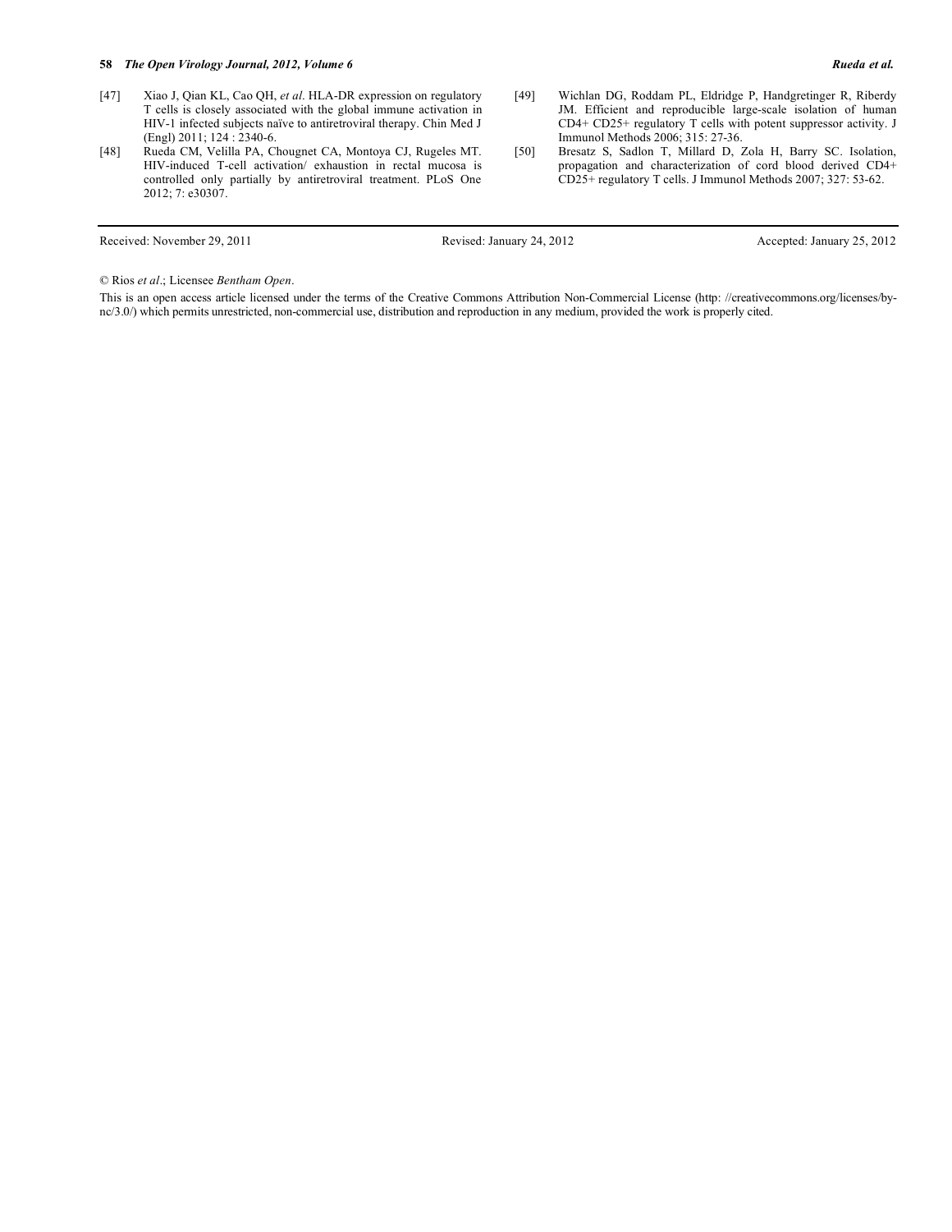[47] Xiao J, Qian KL, Cao QH, *et al*. HLA-DR expression on regulatory T cells is closely associated with the global immune activation in HIV-1 infected subjects naïve to antiretroviral therapy. Chin Med J (Engl) 2011; 124 : 2340-6.

[48] Rueda CM, Velilla PA, Chougnet CA, Montoya CJ, Rugeles MT. HIV-induced T-cell activation/ exhaustion in rectal mucosa is controlled only partially by antiretroviral treatment. PLoS One 2012; 7: e30307.

[49] Wichlan DG, Roddam PL, Eldridge P, Handgretinger R, Riberdy JM. Efficient and reproducible large-scale isolation of human CD4+ CD25+ regulatory T cells with potent suppressor activity. J Immunol Methods 2006; 315: 27-36.

[50] Bresatz S, Sadlon T, Millard D, Zola H, Barry SC. Isolation, propagation and characterization of cord blood derived CD4+ CD25+ regulatory T cells. J Immunol Methods 2007; 327: 53-62.

Received: November 29, 2011 Revised: January 24, 2012 Accepted: January 25, 2012

© Rios *et al*.; Licensee *Bentham Open*.

This is an open access article licensed under the terms of the Creative Commons Attribution Non-Commercial License (http: //creativecommons.org/licenses/by-nc/3.0/) which permits unrestricted, non-commercial use, distribution and reproduction in any medium, provided the work is properly cited.